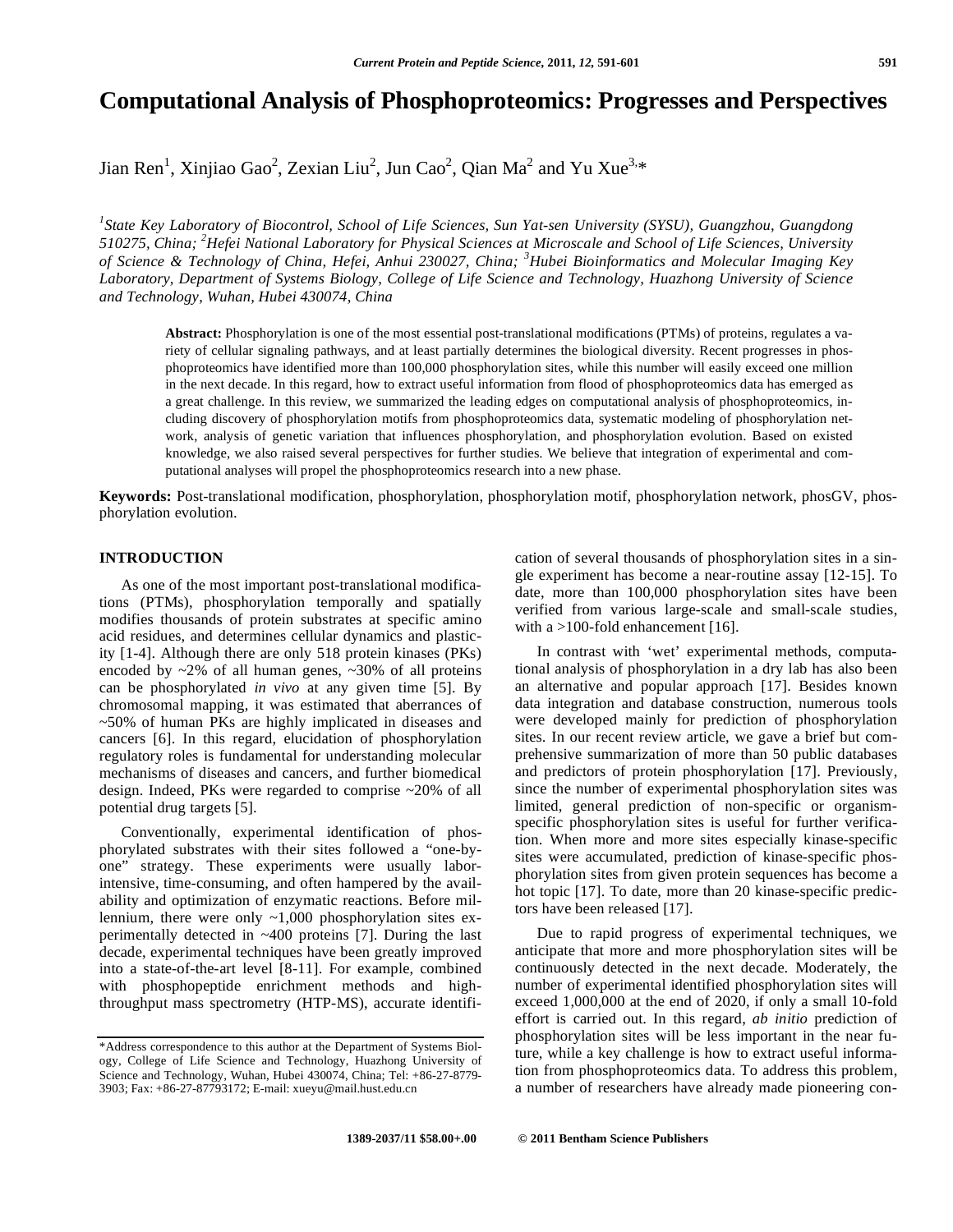# Computational Analysis of Phosphoproteomics: Progresses and Perspectives

Jian Ren[1], Xinjiao Gao[2], Zexian Liu[2], Jun Cao[2], Qian Ma[2] and Yu Xue[3,*]

*[1]State Key Laboratory of Biocontrol, School of Life Sciences, Sun Yat-sen University (SYSU), Guangzhou, Guangdong 510275, China; [2]Hefei National Laboratory for Physical Sciences at Microscale and School of Life Sciences, University of Science & Technology of China, Hefei, Anhui 230027, China; [3]Hubei Bioinformatics and Molecular Imaging Key Laboratory, Department of Systems Biology, College of Life Science and Technology, Huazhong University of Science and Technology, Wuhan, Hubei 430074, China*

**Abstract:** Phosphorylation is one of the most essential post-translational modifications (PTMs) of proteins, regulates a variety of cellular signaling pathways, and at least partially determines the biological diversity. Recent progresses in phosphoproteomics have identified more than 100,000 phosphorylation sites, while this number will easily exceed one million in the next decade. In this regard, how to extract useful information from flood of phosphoproteomics data has emerged as a great challenge. In this review, we summarized the leading edges on computational analysis of phosphoproteomics, including discovery of phosphorylation motifs from phosphoproteomics data, systematic modeling of phosphorylation network, analysis of genetic variation that influences phosphorylation, and phosphorylation evolution. Based on existed knowledge, we also raised several perspectives for further studies. We believe that integration of experimental and computational analyses will propel the phosphoproteomics research into a new phase.

**Keywords:** Post-translational modification, phosphorylation, phosphorylation motif, phosphorylation network, phosGV, phosphorylation evolution.

## INTRODUCTION

As one of the most important post-translational modifications (PTMs), phosphorylation temporally and spatially modifies thousands of protein substrates at specific amino acid residues, and determines cellular dynamics and plasticity [1-4]. Although there are only 518 protein kinases (PKs) encoded by ~2% of all human genes, ~30% of all proteins can be phosphorylated *in vivo* at any given time [5]. By chromosomal mapping, it was estimated that aberrances of ~50% of human PKs are highly implicated in diseases and cancers [6]. In this regard, elucidation of phosphorylation regulatory roles is fundamental for understanding molecular mechanisms of diseases and cancers, and further biomedical design. Indeed, PKs were regarded to comprise ~20% of all potential drug targets [5].

Conventionally, experimental identification of phosphorylated substrates with their sites followed a "one-by-one" strategy. These experiments were usually labor-intensive, time-consuming, and often hampered by the availability and optimization of enzymatic reactions. Before millennium, there were only ~1,000 phosphorylation sites experimentally detected in ~400 proteins [7]. During the last decade, experimental techniques have been greatly improved into a state-of-the-art level [8-11]. For example, combined with phosphopeptide enrichment methods and high-throughput mass spectrometry (HTP-MS), accurate identification of several thousands of phosphorylation sites in a single experiment has become a near-routine assay [12-15]. To date, more than 100,000 phosphorylation sites have been verified from various large-scale and small-scale studies, with a >100-fold enhancement [16].

In contrast with 'wet' experimental methods, computational analysis of phosphorylation in a dry lab has also been an alternative and popular approach [17]. Besides known data integration and database construction, numerous tools were developed mainly for prediction of phosphorylation sites. In our recent review article, we gave a brief but comprehensive summarization of more than 50 public databases and predictors of protein phosphorylation [17]. Previously, since the number of experimental phosphorylation sites was limited, general prediction of non-specific or organism-specific phosphorylation sites is useful for further verification. When more and more sites especially kinase-specific sites were accumulated, prediction of kinase-specific phosphorylation sites from given protein sequences has become a hot topic [17]. To date, more than 20 kinase-specific predictors have been released [17].

Due to rapid progress of experimental techniques, we anticipate that more and more phosphorylation sites will be continuously detected in the next decade. Moderately, the number of experimental identified phosphorylation sites will exceed 1,000,000 at the end of 2020, if only a small 10-fold effort is carried out. In this regard, *ab initio* prediction of phosphorylation sites will be less important in the near future, while a key challenge is how to extract useful information from phosphoproteomics data. To address this problem, a number of researchers have already made pioneering con-

*Address correspondence to this author at the Department of Systems Biology, College of Life Science and Technology, Huazhong University of Science and Technology, Wuhan, Hubei 430074, China; Tel: +86-27-8779-3903; Fax: +86-27-87793172; E-mail: xueyu@mail.hust.edu.cn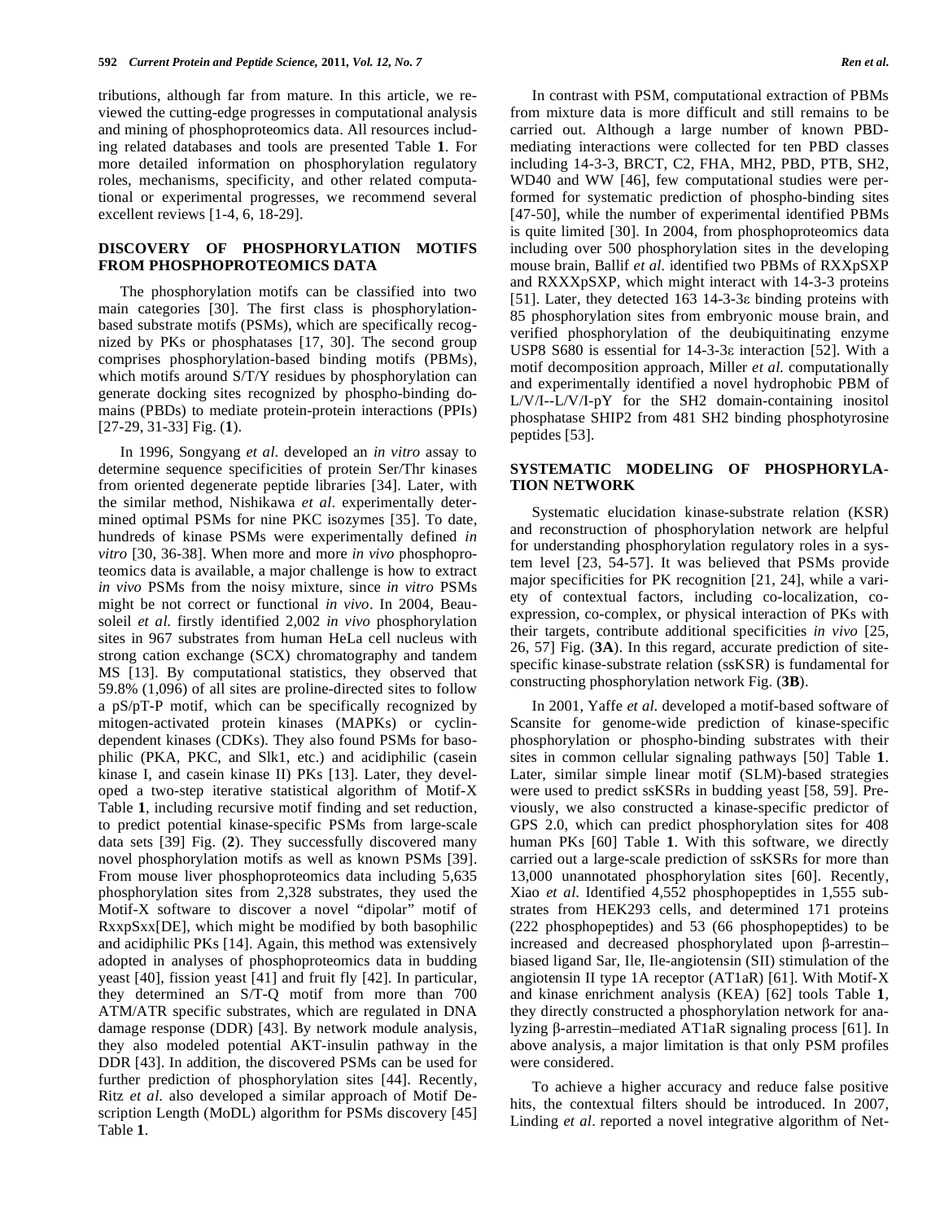tributions, although far from mature. In this article, we reviewed the cutting-edge progresses in computational analysis and mining of phosphoproteomics data. All resources including related databases and tools are presented Table **1**. For more detailed information on phosphorylation regulatory roles, mechanisms, specificity, and other related computational or experimental progresses, we recommend several excellent reviews [1-4, 6, 18-29].

## DISCOVERY OF PHOSPHORYLATION MOTIFS FROM PHOSPHOPROTEOMICS DATA

The phosphorylation motifs can be classified into two main categories [30]. The first class is phosphorylation-based substrate motifs (PSMs), which are specifically recognized by PKs or phosphatases [17, 30]. The second group comprises phosphorylation-based binding motifs (PBMs), which motifs around S/T/Y residues by phosphorylation can generate docking sites recognized by phospho-binding domains (PBDs) to mediate protein-protein interactions (PPIs) [27-29, 31-33] Fig. (**1**).

In 1996, Songyang *et al.* developed an *in vitro* assay to determine sequence specificities of protein Ser/Thr kinases from oriented degenerate peptide libraries [34]. Later, with the similar method, Nishikawa *et al.* experimentally determined optimal PSMs for nine PKC isozymes [35]. To date, hundreds of kinase PSMs were experimentally defined *in vitro* [30, 36-38]. When more and more *in vivo* phosphoproteomics data is available, a major challenge is how to extract *in vivo* PSMs from the noisy mixture, since *in vitro* PSMs might be not correct or functional *in vivo*. In 2004, Beausoleil *et al.* firstly identified 2,002 *in vivo* phosphorylation sites in 967 substrates from human HeLa cell nucleus with strong cation exchange (SCX) chromatography and tandem MS [13]. By computational statistics, they observed that 59.8% (1,096) of all sites are proline-directed sites to follow a pS/pT-P motif, which can be specifically recognized by mitogen-activated protein kinases (MAPKs) or cyclin-dependent kinases (CDKs). They also found PSMs for basophilic (PKA, PKC, and Slk1, etc.) and acidiphilic (casein kinase I, and casein kinase II) PKs [13]. Later, they developed a two-step iterative statistical algorithm of Motif-X Table **1**, including recursive motif finding and set reduction, to predict potential kinase-specific PSMs from large-scale data sets [39] Fig. (**2**). They successfully discovered many novel phosphorylation motifs as well as known PSMs [39]. From mouse liver phosphoproteomics data including 5,635 phosphorylation sites from 2,328 substrates, they used the Motif-X software to discover a novel "dipolar" motif of RxxpSxx[DE], which might be modified by both basophilic and acidiphilic PKs [14]. Again, this method was extensively adopted in analyses of phosphoproteomics data in budding yeast [40], fission yeast [41] and fruit fly [42]. In particular, they determined an S/T-Q motif from more than 700 ATM/ATR specific substrates, which are regulated in DNA damage response (DDR) [43]. By network module analysis, they also modeled potential AKT-insulin pathway in the DDR [43]. In addition, the discovered PSMs can be used for further prediction of phosphorylation sites [44]. Recently, Ritz *et al.* also developed a similar approach of Motif Description Length (MoDL) algorithm for PSMs discovery [45] Table **1**.

In contrast with PSM, computational extraction of PBMs from mixture data is more difficult and still remains to be carried out. Although a large number of known PBD-mediating interactions were collected for ten PBD classes including 14-3-3, BRCT, C2, FHA, MH2, PBD, PTB, SH2, WD40 and WW [46], few computational studies were performed for systematic prediction of phospho-binding sites [47-50], while the number of experimental identified PBMs is quite limited [30]. In 2004, from phosphoproteomics data including over 500 phosphorylation sites in the developing mouse brain, Ballif *et al.* identified two PBMs of RXXpSXP and RXXXpSXP, which might interact with 14-3-3 proteins [51]. Later, they detected 163 14-3-3ε binding proteins with 85 phosphorylation sites from embryonic mouse brain, and verified phosphorylation of the deubiquitinating enzyme USP8 S680 is essential for 14-3-3ε interaction [52]. With a motif decomposition approach, Miller *et al.* computationally and experimentally identified a novel hydrophobic PBM of L/V/I--L/V/I-pY for the SH2 domain-containing inositol phosphatase SHIP2 from 481 SH2 binding phosphotyrosine peptides [53].

## SYSTEMATIC MODELING OF PHOSPHORYLATION NETWORK

Systematic elucidation kinase-substrate relation (KSR) and reconstruction of phosphorylation network are helpful for understanding phosphorylation regulatory roles in a system level [23, 54-57]. It was believed that PSMs provide major specificities for PK recognition [21, 24], while a variety of contextual factors, including co-localization, co-expression, co-complex, or physical interaction of PKs with their targets, contribute additional specificities *in vivo* [25, 26, 57] Fig. (**3A**). In this regard, accurate prediction of site-specific kinase-substrate relation (ssKSR) is fundamental for constructing phosphorylation network Fig. (**3B**).

In 2001, Yaffe *et al.* developed a motif-based software of Scansite for genome-wide prediction of kinase-specific phosphorylation or phospho-binding substrates with their sites in common cellular signaling pathways [50] Table **1**. Later, similar simple linear motif (SLM)-based strategies were used to predict ssKSRs in budding yeast [58, 59]. Previously, we also constructed a kinase-specific predictor of GPS 2.0, which can predict phosphorylation sites for 408 human PKs [60] Table **1**. With this software, we directly carried out a large-scale prediction of ssKSRs for more than 13,000 unannotated phosphorylation sites [60]. Recently, Xiao *et al.* Identified 4,552 phosphopeptides in 1,555 substrates from HEK293 cells, and determined 171 proteins (222 phosphopeptides) and 53 (66 phosphopeptides) to be increased and decreased phosphorylated upon β-arrestin–biased ligand Sar, Ile, Ile-angiotensin (SII) stimulation of the angiotensin II type 1A receptor (AT1aR) [61]. With Motif-X and kinase enrichment analysis (KEA) [62] tools Table **1**, they directly constructed a phosphorylation network for analyzing β-arrestin–mediated AT1aR signaling process [61]. In above analysis, a major limitation is that only PSM profiles were considered.

To achieve a higher accuracy and reduce false positive hits, the contextual filters should be introduced. In 2007, Linding *et al*. reported a novel integrative algorithm of Net-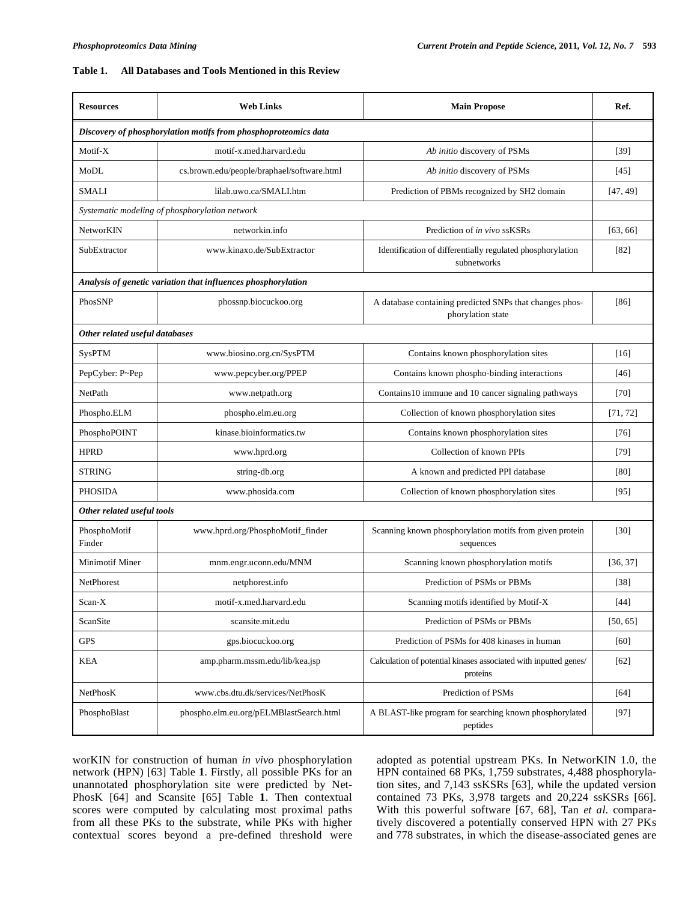**Table 1. All Databases and Tools Mentioned in this Review**

| Resources | Web Links | Main Propose | Ref. |
|---|---|---|---|
| ***Discovery of phosphorylation motifs from phosphoproteomics data*** | | | |
| Motif-X | motif-x.med.harvard.edu | *Ab initio* discovery of PSMs | [39] |
| MoDL | cs.brown.edu/people/braphael/software.html | *Ab initio* discovery of PSMs | [45] |
| SMALI | lilab.uwo.ca/SMALI.htm | Prediction of PBMs recognized by SH2 domain | [47, 49] |
| ***Systematic modeling of phosphorylation network*** | | | |
| NetworKIN | networkin.info | Prediction of *in vivo* ssKSRs | [63, 66] |
| SubExtractor | www.kinaxo.de/SubExtractor | Identification of differentially regulated phosphorylation subnetworks | [82] |
| ***Analysis of genetic variation that influences phosphorylation*** | | | |
| PhosSNP | phossnp.biocuckoo.org | A database containing predicted SNPs that changes phosphorylation state | [86] |
| ***Other related useful databases*** | | | |
| SysPTM | www.biosino.org.cn/SysPTM | Contains known phosphorylation sites | [16] |
| PepCyber: P~Pep | www.pepcyber.org/PPEP | Contains known phospho-binding interactions | [46] |
| NetPath | www.netpath.org | Contains10 immune and 10 cancer signaling pathways | [70] |
| Phospho.ELM | phospho.elm.eu.org | Collection of known phosphorylation sites | [71, 72] |
| PhosphoPOINT | kinase.bioinformatics.tw | Contains known phosphorylation sites | [76] |
| HPRD | www.hprd.org | Collection of known PPIs | [79] |
| STRING | string-db.org | A known and predicted PPI database | [80] |
| PHOSIDA | www.phosida.com | Collection of known phosphorylation sites | [95] |
| ***Other related useful tools*** | | | |
| PhosphoMotif Finder | www.hprd.org/PhosphoMotif_finder | Scanning known phosphorylation motifs from given protein sequences | [30] |
| Minimotif Miner | mnm.engr.uconn.edu/MNM | Scanning known phosphorylation motifs | [36, 37] |
| NetPhorest | netphorest.info | Prediction of PSMs or PBMs | [38] |
| Scan-X | motif-x.med.harvard.edu | Scanning motifs identified by Motif-X | [44] |
| ScanSite | scansite.mit.edu | Prediction of PSMs or PBMs | [50, 65] |
| GPS | gps.biocuckoo.org | Prediction of PSMs for 408 kinases in human | [60] |
| KEA | amp.pharm.mssm.edu/lib/kea.jsp | Calculation of potential kinases associated with inputted genes/ proteins | [62] |
| NetPhosK | www.cbs.dtu.dk/services/NetPhosK | Prediction of PSMs | [64] |
| PhosphoBlast | phospho.elm.eu.org/pELMBlastSearch.html | A BLAST-like program for searching known phosphorylated peptides | [97] |

worKIN for construction of human *in vivo* phosphorylation network (HPN) [63] Table **1**. Firstly, all possible PKs for an unannotated phosphorylation site were predicted by NetPhosK [64] and Scansite [65] Table **1**. Then contextual scores were computed by calculating most proximal paths from all these PKs to the substrate, while PKs with higher contextual scores beyond a pre-defined threshold were adopted as potential upstream PKs. In NetworKIN 1.0, the HPN contained 68 PKs, 1,759 substrates, 4,488 phosphorylation sites, and 7,143 ssKSRs [63], while the updated version contained 73 PKs, 3,978 targets and 20,224 ssKSRs [66]. With this powerful software [67, 68], Tan *et al.* comparatively discovered a potentially conserved HPN with 27 PKs and 778 substrates, in which the disease-associated genes are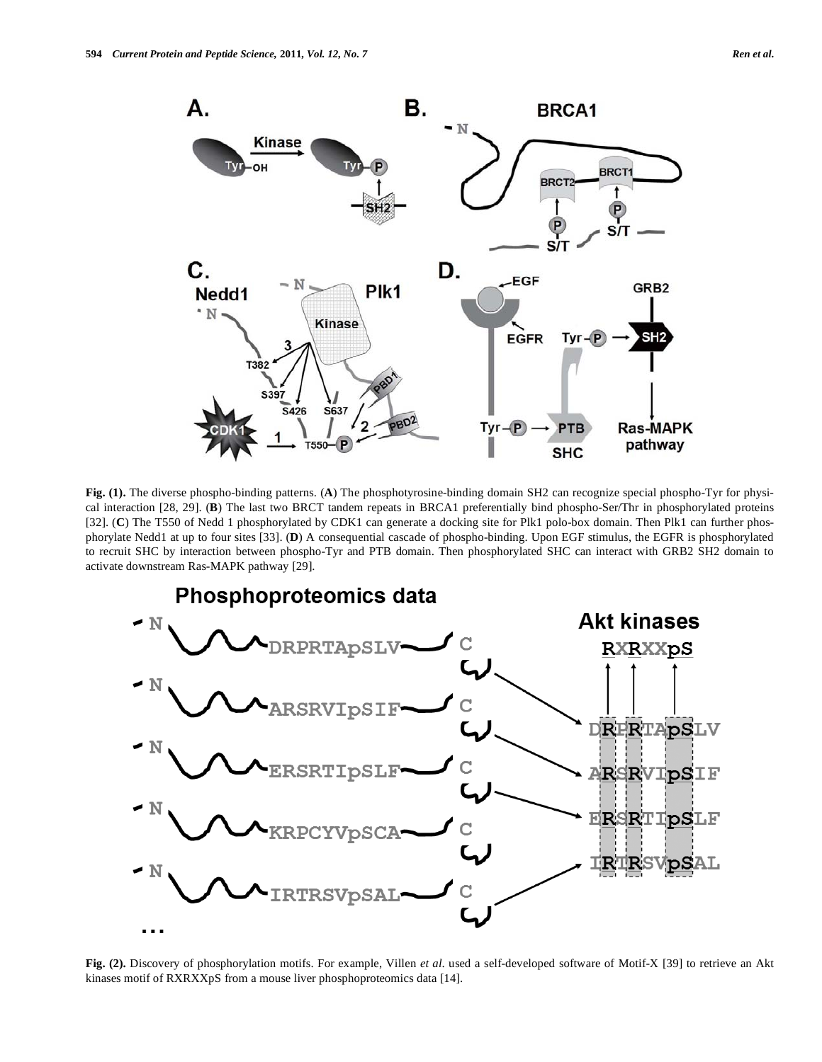**Fig. (1).** The diverse phospho-binding patterns. (**A**) The phosphotyrosine-binding domain SH2 can recognize special phospho-Tyr for physical interaction [28, 29]. (**B**) The last two BRCT tandem repeats in BRCA1 preferentially bind phospho-Ser/Thr in phosphorylated proteins [32]. (**C**) The T550 of Nedd 1 phosphorylated by CDK1 can generate a docking site for Plk1 polo-box domain. Then Plk1 can further phosphorylate Nedd1 at up to four sites [33]. (**D**) A consequential cascade of phospho-binding. Upon EGF stimulus, the EGFR is phosphorylated to recruit SHC by interaction between phospho-Tyr and PTB domain. Then phosphorylated SHC can interact with GRB2 SH2 domain to activate downstream Ras-MAPK pathway [29].

**Fig. (2).** Discovery of phosphorylation motifs. For example, Villen *et al*. used a self-developed software of Motif-X [39] to retrieve an Akt kinases motif of RXRXXpS from a mouse liver phosphoproteomics data [14].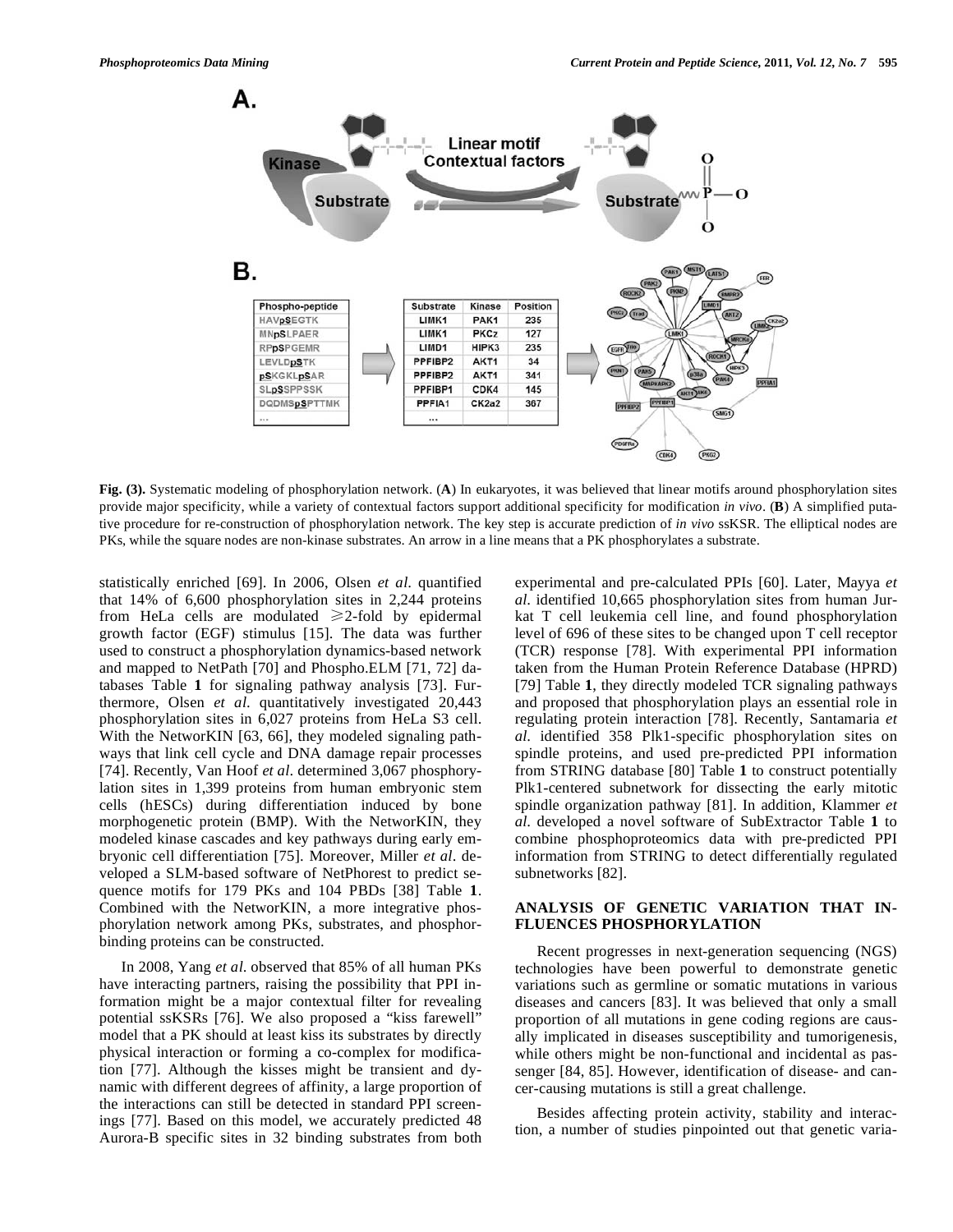**Fig. (3).** Systematic modeling of phosphorylation network. (**A**) In eukaryotes, it was believed that linear motifs around phosphorylation sites provide major specificity, while a variety of contextual factors support additional specificity for modification *in vivo*. (**B**) A simplified putative procedure for re-construction of phosphorylation network. The key step is accurate prediction of *in vivo* ssKSR. The elliptical nodes are PKs, while the square nodes are non-kinase substrates. An arrow in a line means that a PK phosphorylates a substrate.

statistically enriched [69]. In 2006, Olsen *et al*. quantified that 14% of 6,600 phosphorylation sites in 2,244 proteins from HeLa cells are modulated ⩾2-fold by epidermal growth factor (EGF) stimulus [15]. The data was further used to construct a phosphorylation dynamics-based network and mapped to NetPath [70] and Phospho.ELM [71, 72] databases Table **1** for signaling pathway analysis [73]. Furthermore, Olsen *et al*. quantitatively investigated 20,443 phosphorylation sites in 6,027 proteins from HeLa S3 cell. With the NetworKIN [63, 66], they modeled signaling pathways that link cell cycle and DNA damage repair processes [74]. Recently, Van Hoof *et al*. determined 3,067 phosphorylation sites in 1,399 proteins from human embryonic stem cells (hESCs) during differentiation induced by bone morphogenetic protein (BMP). With the NetworKIN, they modeled kinase cascades and key pathways during early embryonic cell differentiation [75]. Moreover, Miller *et al*. developed a SLM-based software of NetPhorest to predict sequence motifs for 179 PKs and 104 PBDs [38] Table **1**. Combined with the NetworKIN, a more integrative phosphorylation network among PKs, substrates, and phosphor-binding proteins can be constructed.

In 2008, Yang *et al*. observed that 85% of all human PKs have interacting partners, raising the possibility that PPI information might be a major contextual filter for revealing potential ssKSRs [76]. We also proposed a "kiss farewell" model that a PK should at least kiss its substrates by directly physical interaction or forming a co-complex for modification [77]. Although the kisses might be transient and dynamic with different degrees of affinity, a large proportion of the interactions can still be detected in standard PPI screenings [77]. Based on this model, we accurately predicted 48 Aurora-B specific sites in 32 binding substrates from both experimental and pre-calculated PPIs [60]. Later, Mayya *et al*. identified 10,665 phosphorylation sites from human Jurkat T cell leukemia cell line, and found phosphorylation level of 696 of these sites to be changed upon T cell receptor (TCR) response [78]. With experimental PPI information taken from the Human Protein Reference Database (HPRD) [79] Table **1**, they directly modeled TCR signaling pathways and proposed that phosphorylation plays an essential role in regulating protein interaction [78]. Recently, Santamaria *et al*. identified 358 Plk1-specific phosphorylation sites on spindle proteins, and used pre-predicted PPI information from STRING database [80] Table **1** to construct potentially Plk1-centered subnetwork for dissecting the early mitotic spindle organization pathway [81]. In addition, Klammer *et al*. developed a novel software of SubExtractor Table **1** to combine phosphoproteomics data with pre-predicted PPI information from STRING to detect differentially regulated subnetworks [82].

## ANALYSIS OF GENETIC VARIATION THAT INFLUENCES PHOSPHORYLATION

Recent progresses in next-generation sequencing (NGS) technologies have been powerful to demonstrate genetic variations such as germline or somatic mutations in various diseases and cancers [83]. It was believed that only a small proportion of all mutations in gene coding regions are causally implicated in diseases susceptibility and tumorigenesis, while others might be non-functional and incidental as passenger [84, 85]. However, identification of disease- and cancer-causing mutations is still a great challenge.

Besides affecting protein activity, stability and interaction, a number of studies pinpointed out that genetic varia-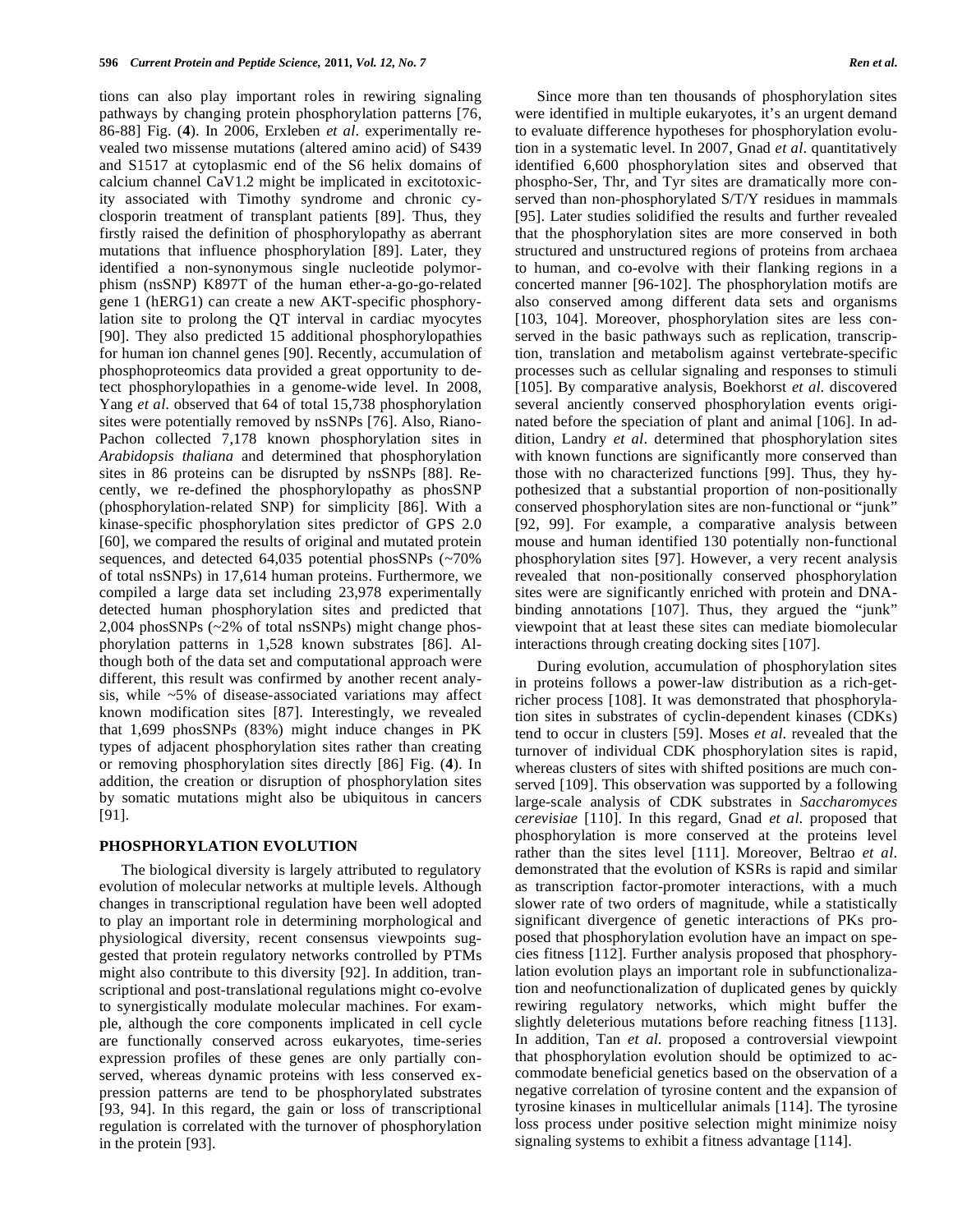tions can also play important roles in rewiring signaling pathways by changing protein phosphorylation patterns [76, 86-88] Fig. (**4**). In 2006, Erxleben *et al*. experimentally revealed two missense mutations (altered amino acid) of S439 and S1517 at cytoplasmic end of the S6 helix domains of calcium channel CaV1.2 might be implicated in excitotoxicity associated with Timothy syndrome and chronic cyclosporin treatment of transplant patients [89]. Thus, they firstly raised the definition of phosphorylopathy as aberrant mutations that influence phosphorylation [89]. Later, they identified a non-synonymous single nucleotide polymorphism (nsSNP) K897T of the human ether-a-go-go-related gene 1 (hERG1) can create a new AKT-specific phosphorylation site to prolong the QT interval in cardiac myocytes [90]. They also predicted 15 additional phosphorylopathies for human ion channel genes [90]. Recently, accumulation of phosphoproteomics data provided a great opportunity to detect phosphorylopathies in a genome-wide level. In 2008, Yang *et al*. observed that 64 of total 15,738 phosphorylation sites were potentially removed by nsSNPs [76]. Also, Riano-Pachon collected 7,178 known phosphorylation sites in *Arabidopsis thaliana* and determined that phosphorylation sites in 86 proteins can be disrupted by nsSNPs [88]. Recently, we re-defined the phosphorylopathy as phosSNP (phosphorylation-related SNP) for simplicity [86]. With a kinase-specific phosphorylation sites predictor of GPS 2.0 [60], we compared the results of original and mutated protein sequences, and detected 64,035 potential phosSNPs (~70% of total nsSNPs) in 17,614 human proteins. Furthermore, we compiled a large data set including 23,978 experimentally detected human phosphorylation sites and predicted that 2,004 phosSNPs (~2% of total nsSNPs) might change phosphorylation patterns in 1,528 known substrates [86]. Although both of the data set and computational approach were different, this result was confirmed by another recent analysis, while ~5% of disease-associated variations may affect known modification sites [87]. Interestingly, we revealed that 1,699 phosSNPs (83%) might induce changes in PK types of adjacent phosphorylation sites rather than creating or removing phosphorylation sites directly [86] Fig. (**4**). In addition, the creation or disruption of phosphorylation sites by somatic mutations might also be ubiquitous in cancers [91].

## PHOSPHORYLATION EVOLUTION

The biological diversity is largely attributed to regulatory evolution of molecular networks at multiple levels. Although changes in transcriptional regulation have been well adopted to play an important role in determining morphological and physiological diversity, recent consensus viewpoints suggested that protein regulatory networks controlled by PTMs might also contribute to this diversity [92]. In addition, transcriptional and post-translational regulations might co-evolve to synergistically modulate molecular machines. For example, although the core components implicated in cell cycle are functionally conserved across eukaryotes, time-series expression profiles of these genes are only partially conserved, whereas dynamic proteins with less conserved expression patterns are tend to be phosphorylated substrates [93, 94]. In this regard, the gain or loss of transcriptional regulation is correlated with the turnover of phosphorylation in the protein [93].

Since more than ten thousands of phosphorylation sites were identified in multiple eukaryotes, it's an urgent demand to evaluate difference hypotheses for phosphorylation evolution in a systematic level. In 2007, Gnad *et al*. quantitatively identified 6,600 phosphorylation sites and observed that phospho-Ser, Thr, and Tyr sites are dramatically more conserved than non-phosphorylated S/T/Y residues in mammals [95]. Later studies solidified the results and further revealed that the phosphorylation sites are more conserved in both structured and unstructured regions of proteins from archaea to human, and co-evolve with their flanking regions in a concerted manner [96-102]. The phosphorylation motifs are also conserved among different data sets and organisms [103, 104]. Moreover, phosphorylation sites are less conserved in the basic pathways such as replication, transcription, translation and metabolism against vertebrate-specific processes such as cellular signaling and responses to stimuli [105]. By comparative analysis, Boekhorst *et al*. discovered several anciently conserved phosphorylation events originated before the speciation of plant and animal [106]. In addition, Landry *et al*. determined that phosphorylation sites with known functions are significantly more conserved than those with no characterized functions [99]. Thus, they hypothesized that a substantial proportion of non-positionally conserved phosphorylation sites are non-functional or "junk" [92, 99]. For example, a comparative analysis between mouse and human identified 130 potentially non-functional phosphorylation sites [97]. However, a very recent analysis revealed that non-positionally conserved phosphorylation sites were are significantly enriched with protein and DNA-binding annotations [107]. Thus, they argued the "junk" viewpoint that at least these sites can mediate biomolecular interactions through creating docking sites [107].

During evolution, accumulation of phosphorylation sites in proteins follows a power-law distribution as a rich-get-richer process [108]. It was demonstrated that phosphorylation sites in substrates of cyclin-dependent kinases (CDKs) tend to occur in clusters [59]. Moses *et al*. revealed that the turnover of individual CDK phosphorylation sites is rapid, whereas clusters of sites with shifted positions are much conserved [109]. This observation was supported by a following large-scale analysis of CDK substrates in *Saccharomyces cerevisiae* [110]. In this regard, Gnad *et al*. proposed that phosphorylation is more conserved at the proteins level rather than the sites level [111]. Moreover, Beltrao *et al*. demonstrated that the evolution of KSRs is rapid and similar as transcription factor-promoter interactions, with a much slower rate of two orders of magnitude, while a statistically significant divergence of genetic interactions of PKs proposed that phosphorylation evolution have an impact on species fitness [112]. Further analysis proposed that phosphorylation evolution plays an important role in subfunctionalization and neofunctionalization of duplicated genes by quickly rewiring regulatory networks, which might buffer the slightly deleterious mutations before reaching fitness [113]. In addition, Tan *et al*. proposed a controversial viewpoint that phosphorylation evolution should be optimized to accommodate beneficial genetics based on the observation of a negative correlation of tyrosine content and the expansion of tyrosine kinases in multicellular animals [114]. The tyrosine loss process under positive selection might minimize noisy signaling systems to exhibit a fitness advantage [114].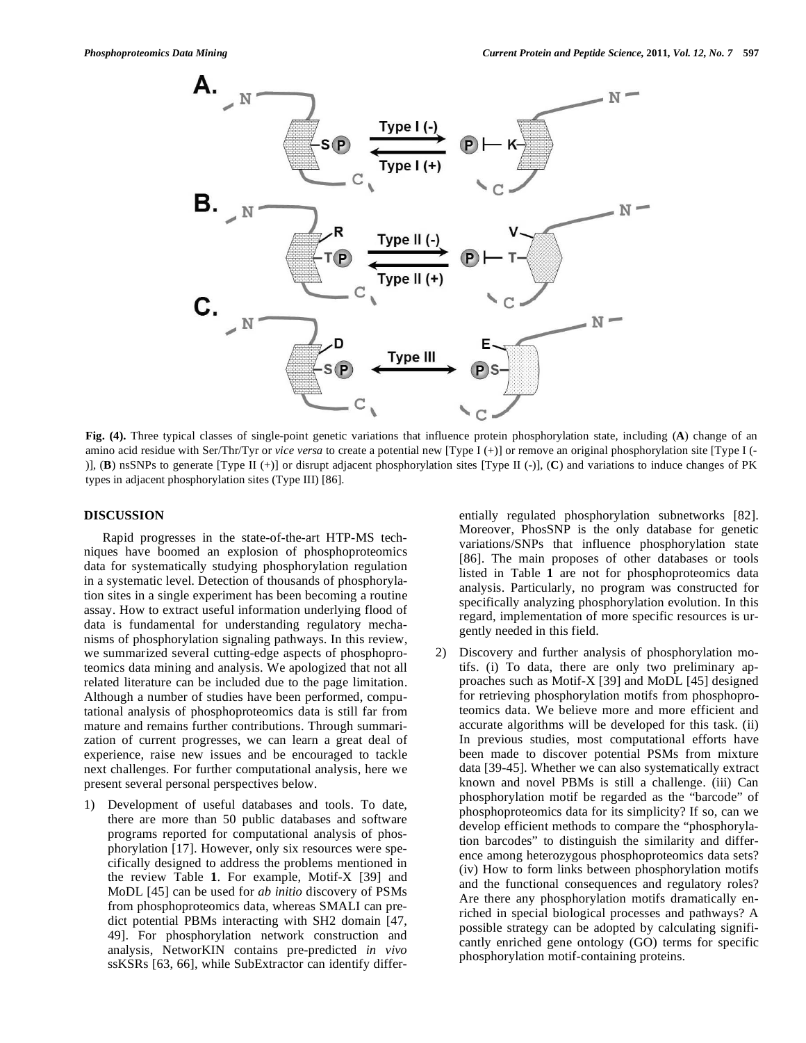**Fig. (4).** Three typical classes of single-point genetic variations that influence protein phosphorylation state, including (**A**) change of an amino acid residue with Ser/Thr/Tyr or *vice versa* to create a potential new [Type I (+)] or remove an original phosphorylation site [Type I (-)], (**B**) nsSNPs to generate [Type II (+)] or disrupt adjacent phosphorylation sites [Type II (-)], (**C**) and variations to induce changes of PK types in adjacent phosphorylation sites (Type III) [86].

## DISCUSSION

Rapid progresses in the state-of-the-art HTP-MS techniques have boomed an explosion of phosphoproteomics data for systematically studying phosphorylation regulation in a systematic level. Detection of thousands of phosphorylation sites in a single experiment has been becoming a routine assay. How to extract useful information underlying flood of data is fundamental for understanding regulatory mechanisms of phosphorylation signaling pathways. In this review, we summarized several cutting-edge aspects of phosphoproteomics data mining and analysis. We apologized that not all related literature can be included due to the page limitation. Although a number of studies have been performed, computational analysis of phosphoproteomics data is still far from mature and remains further contributions. Through summarization of current progresses, we can learn a great deal of experience, raise new issues and be encouraged to tackle next challenges. For further computational analysis, here we present several personal perspectives below.

1) Development of useful databases and tools. To date, there are more than 50 public databases and software programs reported for computational analysis of phosphorylation [17]. However, only six resources were specifically designed to address the problems mentioned in the review Table **1**. For example, Motif-X [39] and MoDL [45] can be used for *ab initio* discovery of PSMs from phosphoproteomics data, whereas SMALI can predict potential PBMs interacting with SH2 domain [47, 49]. For phosphorylation network construction and analysis, NetworKIN contains pre-predicted *in vivo* ssKSRs [63, 66], while SubExtractor can identify differentially regulated phosphorylation subnetworks [82]. Moreover, PhosSNP is the only database for genetic variations/SNPs that influence phosphorylation state [86]. The main proposes of other databases or tools listed in Table **1** are not for phosphoproteomics data analysis. Particularly, no program was constructed for specifically analyzing phosphorylation evolution. In this regard, implementation of more specific resources is urgently needed in this field.

2) Discovery and further analysis of phosphorylation motifs. (i) To data, there are only two preliminary approaches such as Motif-X [39] and MoDL [45] designed for retrieving phosphorylation motifs from phosphoproteomics data. We believe more and more efficient and accurate algorithms will be developed for this task. (ii) In previous studies, most computational efforts have been made to discover potential PSMs from mixture data [39-45]. Whether we can also systematically extract known and novel PBMs is still a challenge. (iii) Can phosphorylation motif be regarded as the "barcode" of phosphoproteomics data for its simplicity? If so, can we develop efficient methods to compare the "phosphorylation barcodes" to distinguish the similarity and difference among heterozygous phosphoproteomics data sets? (iv) How to form links between phosphorylation motifs and the functional consequences and regulatory roles? Are there any phosphorylation motifs dramatically enriched in special biological processes and pathways? A possible strategy can be adopted by calculating significantly enriched gene ontology (GO) terms for specific phosphorylation motif-containing proteins.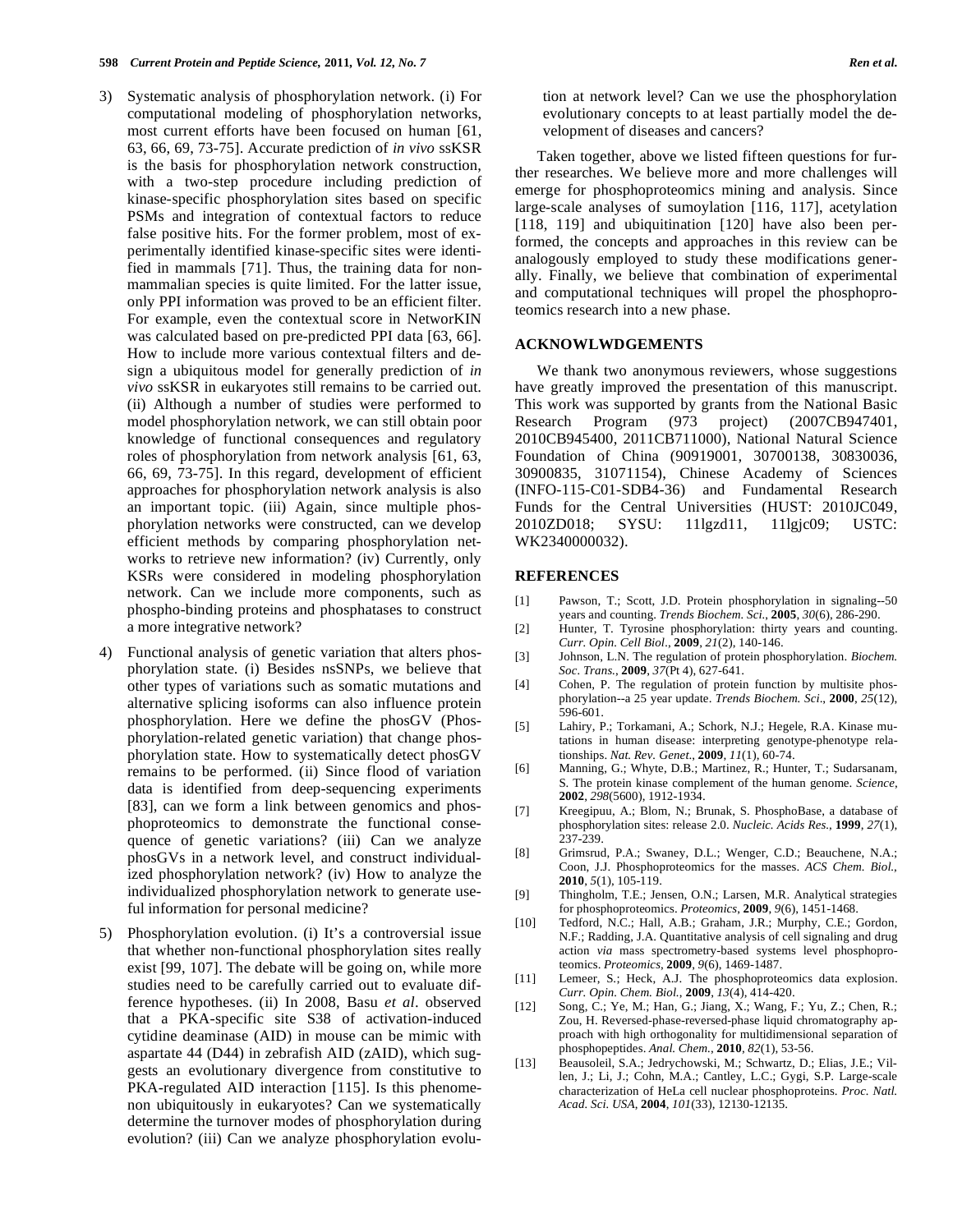3) Systematic analysis of phosphorylation network. (i) For computational modeling of phosphorylation networks, most current efforts have been focused on human [61, 63, 66, 69, 73-75]. Accurate prediction of *in vivo* ssKSR is the basis for phosphorylation network construction, with a two-step procedure including prediction of kinase-specific phosphorylation sites based on specific PSMs and integration of contextual factors to reduce false positive hits. For the former problem, most of experimentally identified kinase-specific sites were identified in mammals [71]. Thus, the training data for non-mammalian species is quite limited. For the latter issue, only PPI information was proved to be an efficient filter. For example, even the contextual score in NetworKIN was calculated based on pre-predicted PPI data [63, 66]. How to include more various contextual filters and design a ubiquitous model for generally prediction of *in vivo* ssKSR in eukaryotes still remains to be carried out. (ii) Although a number of studies were performed to model phosphorylation network, we can still obtain poor knowledge of functional consequences and regulatory roles of phosphorylation from network analysis [61, 63, 66, 69, 73-75]. In this regard, development of efficient approaches for phosphorylation network analysis is also an important topic. (iii) Again, since multiple phosphorylation networks were constructed, can we develop efficient methods by comparing phosphorylation networks to retrieve new information? (iv) Currently, only KSRs were considered in modeling phosphorylation network. Can we include more components, such as phospho-binding proteins and phosphatases to construct a more integrative network?

4) Functional analysis of genetic variation that alters phosphorylation state. (i) Besides nsSNPs, we believe that other types of variations such as somatic mutations and alternative splicing isoforms can also influence protein phosphorylation. Here we define the phosGV (Phosphorylation-related genetic variation) that change phosphorylation state. How to systematically detect phosGV remains to be performed. (ii) Since flood of variation data is identified from deep-sequencing experiments [83], can we form a link between genomics and phosphoproteomics to demonstrate the functional consequence of genetic variations? (iii) Can we analyze phosGVs in a network level, and construct individualized phosphorylation network? (iv) How to analyze the individualized phosphorylation network to generate useful information for personal medicine?

5) Phosphorylation evolution. (i) It's a controversial issue that whether non-functional phosphorylation sites really exist [99, 107]. The debate will be going on, while more studies need to be carefully carried out to evaluate difference hypotheses. (ii) In 2008, Basu *et al*. observed that a PKA-specific site S38 of activation-induced cytidine deaminase (AID) in mouse can be mimic with aspartate 44 (D44) in zebrafish AID (zAID), which suggests an evolutionary divergence from constitutive to PKA-regulated AID interaction [115]. Is this phenomenon ubiquitously in eukaryotes? Can we systematically determine the turnover modes of phosphorylation during evolution? (iii) Can we analyze phosphorylation evolution at network level? Can we use the phosphorylation evolutionary concepts to at least partially model the development of diseases and cancers?

Taken together, above we listed fifteen questions for further researches. We believe more and more challenges will emerge for phosphoproteomics mining and analysis. Since large-scale analyses of sumoylation [116, 117], acetylation [118, 119] and ubiquitination [120] have also been performed, the concepts and approaches in this review can be analogously employed to study these modifications generally. Finally, we believe that combination of experimental and computational techniques will propel the phosphoproteomics research into a new phase.

## ACKNOWLWDGEMENTS

We thank two anonymous reviewers, whose suggestions have greatly improved the presentation of this manuscript. This work was supported by grants from the National Basic Research Program (973 project) (2007CB947401, 2010CB945400, 2011CB711000), National Natural Science Foundation of China (90919001, 30700138, 30830036, 30900835, 31071154), Chinese Academy of Sciences (INFO-115-C01-SDB4-36) and Fundamental Research Funds for the Central Universities (HUST: 2010JC049, 2010ZD018; SYSU: 11lgzd11, 11lgjc09; USTC: WK2340000032).

## REFERENCES

[1] Pawson, T.; Scott, J.D. Protein phosphorylation in signaling--50 years and counting. *Trends Biochem. Sci.*, **2005**, *30*(6), 286-290.

[2] Hunter, T. Tyrosine phosphorylation: thirty years and counting. *Curr. Opin. Cell Biol*., **2009**, *21*(2), 140-146.

[3] Johnson, L.N. The regulation of protein phosphorylation. *Biochem. Soc. Trans.*, **2009**, *37*(Pt 4), 627-641.

[4] Cohen, P. The regulation of protein function by multisite phosphorylation--a 25 year update. *Trends Biochem. Sci*., **2000**, *25*(12), 596-601.

[5] Lahiry, P.; Torkamani, A.; Schork, N.J.; Hegele, R.A. Kinase mutations in human disease: interpreting genotype-phenotype relationships. *Nat. Rev. Genet*., **2009**, *11*(1), 60-74.

[6] Manning, G.; Whyte, D.B.; Martinez, R.; Hunter, T.; Sudarsanam, S. The protein kinase complement of the human genome. *Science*, **2002**, *298*(5600), 1912-1934.

[7] Kreegipuu, A.; Blom, N.; Brunak, S. PhosphoBase, a database of phosphorylation sites: release 2.0. *Nucleic. Acids Res.*, **1999**, *27*(1), 237-239.

[8] Grimsrud, P.A.; Swaney, D.L.; Wenger, C.D.; Beauchene, N.A.; Coon, J.J. Phosphoproteomics for the masses. *ACS Chem. Biol.*, **2010**, *5*(1), 105-119.

[9] Thingholm, T.E.; Jensen, O.N.; Larsen, M.R. Analytical strategies for phosphoproteomics. *Proteomics*, **2009**, *9*(6), 1451-1468.

[10] Tedford, N.C.; Hall, A.B.; Graham, J.R.; Murphy, C.E.; Gordon, N.F.; Radding, J.A. Quantitative analysis of cell signaling and drug action *via* mass spectrometry-based systems level phosphoproteomics. *Proteomics*, **2009**, *9*(6), 1469-1487.

[11] Lemeer, S.; Heck, A.J. The phosphoproteomics data explosion. *Curr. Opin. Chem. Biol.*, **2009**, *13*(4), 414-420.

[12] Song, C.; Ye, M.; Han, G.; Jiang, X.; Wang, F.; Yu, Z.; Chen, R.; Zou, H. Reversed-phase-reversed-phase liquid chromatography approach with high orthogonality for multidimensional separation of phosphopeptides. *Anal. Chem.*, **2010**, *82*(1), 53-56.

[13] Beausoleil, S.A.; Jedrychowski, M.; Schwartz, D.; Elias, J.E.; Villen, J.; Li, J.; Cohn, M.A.; Cantley, L.C.; Gygi, S.P. Large-scale characterization of HeLa cell nuclear phosphoproteins. *Proc. Natl. Acad. Sci. USA*, **2004**, *101*(33), 12130-12135.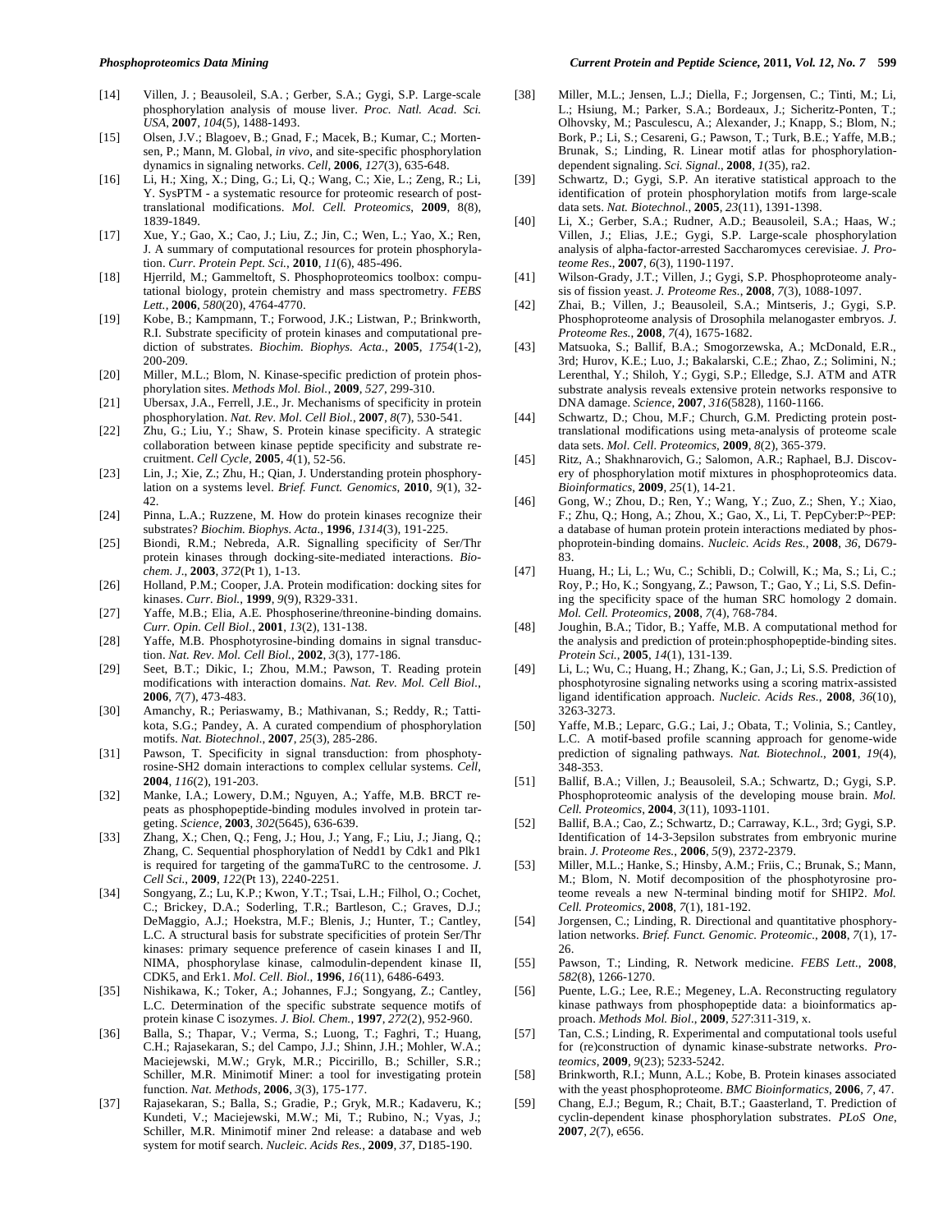[14] Villen, J. ; Beausoleil, S.A. ; Gerber, S.A.; Gygi, S.P. Large-scale phosphorylation analysis of mouse liver. *Proc. Natl. Acad. Sci. USA*, **2007**, *104*(5), 1488-1493.

[15] Olsen, J.V.; Blagoev, B.; Gnad, F.; Macek, B.; Kumar, C.; Mortensen, P.; Mann, M. Global, *in vivo*, and site-specific phosphorylation dynamics in signaling networks. *Cell*, **2006**, *127*(3), 635-648.

[16] Li, H.; Xing, X.; Ding, G.; Li, Q.; Wang, C.; Xie, L.; Zeng, R.; Li, Y. SysPTM - a systematic resource for proteomic research of post-translational modifications. *Mol. Cell. Proteomics*, **2009**, 8(8), 1839-1849.

[17] Xue, Y.; Gao, X.; Cao, J.; Liu, Z.; Jin, C.; Wen, L.; Yao, X.; Ren, J. A summary of computational resources for protein phosphorylation. *Curr. Protein Pept. Sci.*, **2010**, *11*(6), 485-496.

[18] Hjerrild, M.; Gammeltoft, S. Phosphoproteomics toolbox: computational biology, protein chemistry and mass spectrometry. *FEBS Lett.*, **2006**, *580*(20), 4764-4770.

[19] Kobe, B.; Kampmann, T.; Forwood, J.K.; Listwan, P.; Brinkworth, R.I. Substrate specificity of protein kinases and computational prediction of substrates. *Biochim. Biophys. Acta.*, **2005**, *1754*(1-2), 200-209.

[20] Miller, M.L.; Blom, N. Kinase-specific prediction of protein phosphorylation sites. *Methods Mol. Biol.*, **2009**, *527*, 299-310.

[21] Ubersax, J.A., Ferrell, J.E., Jr. Mechanisms of specificity in protein phosphorylation. *Nat. Rev. Mol. Cell Biol.*, **2007**, *8*(7), 530-541.

[22] Zhu, G.; Liu, Y.; Shaw, S. Protein kinase specificity. A strategic collaboration between kinase peptide specificity and substrate recruitment. *Cell Cycle*, **2005**, *4*(1), 52-56.

[23] Lin, J.; Xie, Z.; Zhu, H.; Qian, J. Understanding protein phosphorylation on a systems level. *Brief. Funct. Genomics*, **2010**, *9*(1), 32-42.

[24] Pinna, L.A.; Ruzzene, M. How do protein kinases recognize their substrates? *Biochim. Biophys. Acta.*, **1996**, *1314*(3), 191-225.

[25] Biondi, R.M.; Nebreda, A.R. Signalling specificity of Ser/Thr protein kinases through docking-site-mediated interactions. *Biochem. J.*, **2003**, *372*(Pt 1), 1-13.

[26] Holland, P.M.; Cooper, J.A. Protein modification: docking sites for kinases. *Curr. Biol.*, **1999**, *9*(9), R329-331.

[27] Yaffe, M.B.; Elia, A.E. Phosphoserine/threonine-binding domains. *Curr. Opin. Cell Biol.*, **2001**, *13*(2), 131-138.

[28] Yaffe, M.B. Phosphotyrosine-binding domains in signal transduction. *Nat. Rev. Mol. Cell Biol.*, **2002**, *3*(3), 177-186.

[29] Seet, B.T.; Dikic, I.; Zhou, M.M.; Pawson, T. Reading protein modifications with interaction domains. *Nat. Rev. Mol. Cell Biol.*, **2006**, *7*(7), 473-483.

[30] Amanchy, R.; Periaswamy, B.; Mathivanan, S.; Reddy, R.; Tattikota, S.G.; Pandey, A. A curated compendium of phosphorylation motifs. *Nat. Biotechnol.*, **2007**, *25*(3), 285-286.

[31] Pawson, T. Specificity in signal transduction: from phosphotyrosine-SH2 domain interactions to complex cellular systems. *Cell*, **2004**, *116*(2), 191-203.

[32] Manke, I.A.; Lowery, D.M.; Nguyen, A.; Yaffe, M.B. BRCT repeats as phosphopeptide-binding modules involved in protein targeting. *Science*, **2003**, *302*(5645), 636-639.

[33] Zhang, X.; Chen, Q.; Feng, J.; Hou, J.; Yang, F.; Liu, J.; Jiang, Q.; Zhang, C. Sequential phosphorylation of Nedd1 by Cdk1 and Plk1 is required for targeting of the gammaTuRC to the centrosome. *J. Cell Sci.*, **2009**, *122*(Pt 13), 2240-2251.

[34] Songyang, Z.; Lu, K.P.; Kwon, Y.T.; Tsai, L.H.; Filhol, O.; Cochet, C.; Brickey, D.A.; Soderling, T.R.; Bartleson, C.; Graves, D.J.; DeMaggio, A.J.; Hoekstra, M.F.; Blenis, J.; Hunter, T.; Cantley, L.C. A structural basis for substrate specificities of protein Ser/Thr kinases: primary sequence preference of casein kinases I and II, NIMA, phosphorylase kinase, calmodulin-dependent kinase II, CDK5, and Erk1. *Mol. Cell. Biol.*, **1996**, *16*(11), 6486-6493.

[35] Nishikawa, K.; Toker, A.; Johannes, F.J.; Songyang, Z.; Cantley, L.C. Determination of the specific substrate sequence motifs of protein kinase C isozymes. *J. Biol. Chem.*, **1997**, *272*(2), 952-960.

[36] Balla, S.; Thapar, V.; Verma, S.; Luong, T.; Faghri, T.; Huang, C.H.; Rajasekaran, S.; del Campo, J.J.; Shinn, J.H.; Mohler, W.A.; Maciejewski, M.W.; Gryk, M.R.; Piccirillo, B.; Schiller, S.R.; Schiller, M.R. Minimotif Miner: a tool for investigating protein function. *Nat. Methods*, **2006**, *3*(3), 175-177.

[37] Rajasekaran, S.; Balla, S.; Gradie, P.; Gryk, M.R.; Kadaveru, K.; Kundeti, V.; Maciejewski, M.W.; Mi, T.; Rubino, N.; Vyas, J.; Schiller, M.R. Minimotif miner 2nd release: a database and web system for motif search. *Nucleic. Acids Res.*, **2009**, *37*, D185-190.

[38] Miller, M.L.; Jensen, L.J.; Diella, F.; Jorgensen, C.; Tinti, M.; Li, L.; Hsiung, M.; Parker, S.A.; Bordeaux, J.; Sicheritz-Ponten, T.; Olhovsky, M.; Pasculescu, A.; Alexander, J.; Knapp, S.; Blom, N.; Bork, P.; Li, S.; Cesareni, G.; Pawson, T.; Turk, B.E.; Yaffe, M.B.; Brunak, S.; Linding, R. Linear motif atlas for phosphorylation-dependent signaling. *Sci. Signal.*, **2008**, *1*(35), ra2.

[39] Schwartz, D.; Gygi, S.P. An iterative statistical approach to the identification of protein phosphorylation motifs from large-scale data sets. *Nat. Biotechnol.*, **2005**, *23*(11), 1391-1398.

[40] Li, X.; Gerber, S.A.; Rudner, A.D.; Beausoleil, S.A.; Haas, W.; Villen, J.; Elias, J.E.; Gygi, S.P. Large-scale phosphorylation analysis of alpha-factor-arrested Saccharomyces cerevisiae. *J. Proteome Res.*, **2007**, *6*(3), 1190-1197.

[41] Wilson-Grady, J.T.; Villen, J.; Gygi, S.P. Phosphoproteome analysis of fission yeast. *J. Proteome Res.*, **2008**, *7*(3), 1088-1097.

[42] Zhai, B.; Villen, J.; Beausoleil, S.A.; Mintseris, J.; Gygi, S.P. Phosphoproteome analysis of Drosophila melanogaster embryos. *J. Proteome Res.*, **2008**, *7*(4), 1675-1682.

[43] Matsuoka, S.; Ballif, B.A.; Smogorzewska, A.; McDonald, E.R., 3rd; Hurov, K.E.; Luo, J.; Bakalarski, C.E.; Zhao, Z.; Solimini, N.; Lerenthal, Y.; Shiloh, Y.; Gygi, S.P.; Elledge, S.J. ATM and ATR substrate analysis reveals extensive protein networks responsive to DNA damage. *Science*, **2007**, *316*(5828), 1160-1166.

[44] Schwartz, D.; Chou, M.F.; Church, G.M. Predicting protein post-translational modifications using meta-analysis of proteome scale data sets. *Mol. Cell. Proteomics*, **2009**, *8*(2), 365-379.

[45] Ritz, A.; Shakhnarovich, G.; Salomon, A.R.; Raphael, B.J. Discovery of phosphorylation motif mixtures in phosphoproteomics data. *Bioinformatics*, **2009**, *25*(1), 14-21.

[46] Gong, W.; Zhou, D.; Ren, Y.; Wang, Y.; Zuo, Z.; Shen, Y.; Xiao, F.; Zhu, Q.; Hong, A.; Zhou, X.; Gao, X., Li, T. PepCyber:P~PEP: a database of human protein protein interactions mediated by phosphoprotein-binding domains. *Nucleic. Acids Res.*, **2008**, *36*, D679-83.

[47] Huang, H.; Li, L.; Wu, C.; Schibli, D.; Colwill, K.; Ma, S.; Li, C.; Roy, P.; Ho, K.; Songyang, Z.; Pawson, T.; Gao, Y.; Li, S.S. Defining the specificity space of the human SRC homology 2 domain. *Mol. Cell. Proteomics*, **2008**, *7*(4), 768-784.

[48] Joughin, B.A.; Tidor, B.; Yaffe, M.B. A computational method for the analysis and prediction of protein:phosphopeptide-binding sites. *Protein Sci.*, **2005**, *14*(1), 131-139.

[49] Li, L.; Wu, C.; Huang, H.; Zhang, K.; Gan, J.; Li, S.S. Prediction of phosphotyrosine signaling networks using a scoring matrix-assisted ligand identification approach. *Nucleic. Acids Res.*, **2008**, *36*(10), 3263-3273.

[50] Yaffe, M.B.; Leparc, G.G.; Lai, J.; Obata, T.; Volinia, S.; Cantley, L.C. A motif-based profile scanning approach for genome-wide prediction of signaling pathways. *Nat. Biotechnol.*, **2001**, *19*(4), 348-353.

[51] Ballif, B.A.; Villen, J.; Beausoleil, S.A.; Schwartz, D.; Gygi, S.P. Phosphoproteomic analysis of the developing mouse brain. *Mol. Cell. Proteomics*, **2004**, *3*(11), 1093-1101.

[52] Ballif, B.A.; Cao, Z.; Schwartz, D.; Carraway, K.L., 3rd; Gygi, S.P. Identification of 14-3-3epsilon substrates from embryonic murine brain. *J. Proteome Res.*, **2006**, *5*(9), 2372-2379.

[53] Miller, M.L.; Hanke, S.; Hinsby, A.M.; Friis, C.; Brunak, S.; Mann, M.; Blom, N. Motif decomposition of the phosphotyrosine proteome reveals a new N-terminal binding motif for SHIP2. *Mol. Cell. Proteomics*, **2008**, *7*(1), 181-192.

[54] Jorgensen, C.; Linding, R. Directional and quantitative phosphorylation networks. *Brief. Funct. Genomic. Proteomic.*, **2008**, *7*(1), 17-26.

[55] Pawson, T.; Linding, R. Network medicine. *FEBS Lett.*, **2008**, *582*(8), 1266-1270.

[56] Puente, L.G.; Lee, R.E.; Megeney, L.A. Reconstructing regulatory kinase pathways from phosphopeptide data: a bioinformatics approach. *Methods Mol. Biol.*, **2009**, *527*:311-319, x.

[57] Tan, C.S.; Linding, R. Experimental and computational tools useful for (re)construction of dynamic kinase-substrate networks. *Proteomics*, **2009**, *9*(23); 5233-5242.

[58] Brinkworth, R.I.; Munn, A.L.; Kobe, B. Protein kinases associated with the yeast phosphoproteome. *BMC Bioinformatics*, **2006**, *7*, 47.

[59] Chang, E.J.; Begum, R.; Chait, B.T.; Gaasterland, T. Prediction of cyclin-dependent kinase phosphorylation substrates. *PLoS One*, **2007**, *2*(7), e656.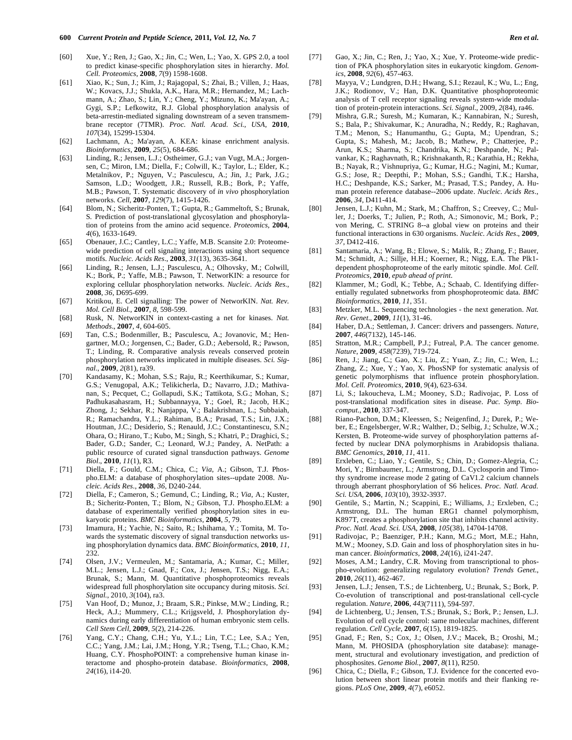[60] Xue, Y.; Ren, J.; Gao, X.; Jin, C.; Wen, L.; Yao, X. GPS 2.0, a tool to predict kinase-specific phosphorylation sites in hierarchy. *Mol. Cell. Proteomics*, **2008**, *7*(9) 1598-1608.

[61] Xiao, K.; Sun, J.; Kim, J.; Rajagopal, S.; Zhai, B.; Villen, J.; Haas, W.; Kovacs, J.J.; Shukla, A.K., Hara, M.R.; Hernandez, M.; Lachmann, A.; Zhao, S.; Lin, Y.; Cheng, Y.; Mizuno, K.; Ma'ayan, A.; Gygi, S.P.; Lefkowitz, R.J. Global phosphorylation analysis of beta-arrestin-mediated signaling downstream of a seven transmembrane receptor (7TMR). *Proc. Natl. Acad. Sci., USA*, **2010**, *107*(34), 15299-15304.

[62] Lachmann, A.; Ma'ayan, A. KEA: kinase enrichment analysis. *Bioinformatics*, **2009**, *25*(5), 684-686.

[63] Linding, R.; Jensen, L.J.; Ostheimer, G.J.; van Vugt, M.A.; Jorgensen, C.; Miron, I.M.; Diella, F.; Colwill, K.; Taylor, L.; Elder, K.; Metalnikov, P.; Nguyen, V.; Pasculescu, A.; Jin, J.; Park, J.G.; Samson, L.D.; Woodgett, J.R.; Russell, R.B.; Bork, P.; Yaffe, M.B.; Pawson, T. Systematic discovery of *in vivo* phosphorylation networks. *Cell*, **2007**, *129*(7), 1415-1426.

[64] Blom, N.; Sicheritz-Ponten, T.; Gupta, R.; Gammeltoft, S.; Brunak, S. Prediction of post-translational glycosylation and phosphorylation of proteins from the amino acid sequence. *Proteomics*, **2004**, *4*(6), 1633-1649.

[65] Obenauer, J.C.; Cantley, L.C.; Yaffe, M.B. Scansite 2.0: Proteome-wide prediction of cell signaling interactions using short sequence motifs. *Nucleic. Acids Res*., **2003**, *31*(13), 3635-3641.

[66] Linding, R.; Jensen, L.J.; Pasculescu, A.; Olhovsky, M.; Colwill, K.; Bork, P.; Yaffe, M.B.; Pawson, T. NetworKIN: a resource for exploring cellular phosphorylation networks. *Nucleic. Acids Res.*, **2008**, *36*, D695-699.

[67] Kritikou, E. Cell signalling: The power of NetworKIN. *Nat. Rev. Mol. Cell Biol.*, **2007**, *8*, 598-599.

[68] Rusk, N. NetworKIN in context-casting a net for kinases. *Nat. Methods*., **2007**, *4*, 604-605.

[69] Tan, C.S.; Bodenmiller, B.; Pasculescu, A.; Jovanovic, M.; Hengartner, M.O.; Jorgensen, C.; Bader, G.D.; Aebersold, R.; Pawson, T.; Linding, R. Comparative analysis reveals conserved protein phosphorylation networks implicated in multiple diseases. *Sci. Signal*., **2009**, *2*(81), ra39.

[70] Kandasamy, K.; Mohan, S.S.; Raju, R.; Keerthikumar, S.; Kumar, G.S.; Venugopal, A.K.; Telikicherla, D.; Navarro, J.D.; Mathivanan, S.; Pecquet, C.; Gollapudi, S.K.; Tattikota, S.G.; Mohan, S.; Padhukasahasram, H.; Subbannayya, Y.; Goel, R.; Jacob, H.K.; Zhong, J.; Sekhar, R.; Nanjappa, V.; Balakrishnan, L.; Subbaiah, R.; Ramachandra, Y.L.; Rahiman, B.A.; Prasad, T.S.; Lin, J.X.; Houtman, J.C.; Desiderio, S.; Renauld, J.C.; Constantinescu, S.N.; Ohara, O.; Hirano, T.; Kubo, M.; Singh, S.; Khatri, P.; Draghici, S.; Bader, G.D.; Sander, C.; Leonard, W.J.; Pandey, A. NetPath: a public resource of curated signal transduction pathways. *Genome Biol*., **2010**, *11*(1), R3.

[71] Diella, F.; Gould, C.M.; Chica, C.; *Via*, A.; Gibson, T.J. Phospho.ELM: a database of phosphorylation sites--update 2008. *Nucleic. Acids Res*., **2008**, *36*, D240-244.

[72] Diella, F.; Cameron, S.; Gemund, C.; Linding, R.; *Via*, A.; Kuster, B.; Sicheritz-Ponten, T.; Blom, N.; Gibson, T.J. Phospho.ELM: a database of experimentally verified phosphorylation sites in eukaryotic proteins. *BMC Bioinformatics*, **2004**, *5*, 79.

[73] Imamura, H.; Yachie, N.; Saito, R.; Ishihama, Y.; Tomita, M. Towards the systematic discovery of signal transduction networks using phosphorylation dynamics data. *BMC Bioinformatics*, **2010**, *11*, 232.

[74] Olsen, J.V.; Vermeulen, M.; Santamaria, A.; Kumar, C.; Miller, M.L.; Jensen, L.J.; Gnad, F.; Cox, J.; Jensen, T.S.; Nigg, E.A.; Brunak, S.; Mann, M. Quantitative phosphoproteomics reveals widespread full phosphorylation site occupancy during mitosis. *Sci. Signal.*, 2010, *3*(104), ra3.

[75] Van Hoof, D.; Munoz, J.; Braam, S.R.; Pinkse, M.W.; Linding, R.; Heck, A.J.; Mummery, C.L.; Krijgsveld, J. Phosphorylation dynamics during early differentiation of human embryonic stem cells. *Cell Stem Cell*, **2009**, *5*(2), 214-226.

[76] Yang, C.Y.; Chang, C.H.; Yu, Y.L.; Lin, T.C.; Lee, S.A.; Yen, C.C.; Yang, J.M.; Lai, J.M.; Hong, Y.R.; Tseng, T.L.; Chao, K.M.; Huang, C.Y. PhosphoPOINT: a comprehensive human kinase interactome and phospho-protein database. *Bioinformatics*, **2008**, *24*(16), i14-20.

[77] Gao, X.; Jin, C.; Ren, J.; Yao, X.; Xue, Y. Proteome-wide prediction of PKA phosphorylation sites in eukaryotic kingdom. *Genomics*, **2008**, *92*(6), 457-463.

[78] Mayya, V.; Lundgren, D.H.; Hwang, S.I.; Rezaul, K.; Wu, L.; Eng, J.K.; Rodionov, V.; Han, D.K. Quantitative phosphoproteomic analysis of T cell receptor signaling reveals system-wide modulation of protein-protein interactions. *Sci. Signal*., 2009, *2*(84), ra46.

[79] Mishra, G.R.; Suresh, M.; Kumaran, K.; Kannabiran, N.; Suresh, S.; Bala, P.; Shivakumar, K.; Anuradha, N.; Reddy, R.; Raghavan, T.M.; Menon, S.; Hanumanthu, G.; Gupta, M.; Upendran, S.; Gupta, S.; Mahesh, M.; Jacob, B.; Mathew, P.; Chatterjee, P.; Arun, K.S.; Sharma, S.; Chandrika, K.N.; Deshpande, N.; Palvankar, K.; Raghavnath, R.; Krishnakanth, R.; Karathia, H.; Rekha, B.; Nayak, R.; Vishnupriya, G.; Kumar, H.G.; Nagini, M.; Kumar, G.S.; Jose, R.; Deepthi, P.; Mohan, S.S.; Gandhi, T.K.; Harsha, H.C.; Deshpande, K.S.; Sarker, M.; Prasad, T.S.; Pandey, A. Human protein reference database--2006 update. *Nucleic. Acids Res*., **2006**, *34*, D411-414.

[80] Jensen, L.J.; Kuhn, M.; Stark, M.; Chaffron, S.; Creevey, C.; Muller, J.; Doerks, T.; Julien, P.; Roth, A.; Simonovic, M.; Bork, P.; von Mering, C. STRING 8--a global view on proteins and their functional interactions in 630 organisms. *Nucleic. Acids Res*., **2009**, *37*, D412-416.

[81] Santamaria, A.; Wang, B.; Elowe, S.; Malik, R.; Zhang, F.; Bauer, M.; Schmidt, A.; Sillje, H.H.; Koerner, R.; Nigg, E.A. The Plk1-dependent phosphoproteome of the early mitotic spindle. *Mol. Cell. Proteomics*, **2010**, *epub ahead of print.*

[82] Klammer, M.; Godl, K.; Tebbe, A.; Schaab, C. Identifying differentially regulated subnetworks from phosphoproteomic data. *BMC Bioinformatics*, **2010**, *11*, 351.

[83] Metzker, M.L. Sequencing technologies - the next generation. *Nat. Rev. Genet*., **2009**, *11*(1), 31-46.

[84] Haber, D.A.; Settleman, J. Cancer: drivers and passengers. *Nature*, **2007**, *446*(7132), 145-146.

[85] Stratton, M.R.; Campbell, P.J.; Futreal, P.A. The cancer genome. *Nature*, **2009**, *458*(7239), 719-724.

[86] Ren, J.; Jiang, C.; Gao, X.; Liu, Z.; Yuan, Z.; Jin, C.; Wen, L.; Zhang, Z.; Xue, Y.; Yao, X. PhosSNP for systematic analysis of genetic polymorphisms that influence protein phosphorylation. *Mol. Cell. Proteomics*, **2010**, *9*(4), 623-634.

[87] Li, S.; Iakoucheva, L.M.; Mooney, S.D.; Radivojac, P. Loss of post-translational modification sites in disease. *Pac. Symp. Biocomput*., **2010**, 337-347.

[88] Riano-Pachon, D.M.; Kleessen, S.; Neigenfind, J.; Durek, P.; Weber, E.; Engelsberger, W.R.; Walther, D.; Selbig, J.; Schulze, W.X.; Kersten, B. Proteome-wide survey of phosphorylation patterns affected by nuclear DNA polymorphisms in Arabidopsis thaliana. *BMC Genomics*, **2010**, *11*, 411.

[89] Erxleben, C.; Liao, Y.; Gentile, S.; Chin, D.; Gomez-Alegria, C.; Mori, Y.; Birnbaumer, L.; Armstrong, D.L. Cyclosporin and Timothy syndrome increase mode 2 gating of CaV1.2 calcium channels through aberrant phosphorylation of S6 helices. *Proc. Natl. Acad. Sci. USA*, **2006**, *103*(10), 3932-3937.

[90] Gentile, S.; Martin, N.; Scappini, E.; Williams, J.; Erxleben, C.; Armstrong, D.L. The human ERG1 channel polymorphism, K897T, creates a phosphorylation site that inhibits channel activity. *Proc. Natl. Acad. Sci. USA*, **2008**, *105*(38), 14704-14708.

[91] Radivojac, P.; Baenziger, P.H.; Kann, M.G.; Mort, M.E.; Hahn, M.W.; Mooney, S.D. Gain and loss of phosphorylation sites in human cancer. *Bioinformatics*, **2008**, *24*(16), i241-247.

[92] Moses, A.M.; Landry, C.R. Moving from transcriptional to phospho-evolution: generalizing regulatory evolution? *Trends Genet.*, **2010**, *26*(11), 462-467.

[93] Jensen, L.J.; Jensen, T.S.; de Lichtenberg, U.; Brunak, S.; Bork, P. Co-evolution of transcriptional and post-translational cell-cycle regulation. *Nature*, **2006**, *443*(7111), 594-597.

[94] de Lichtenberg, U.; Jensen, T.S.; Brunak, S.; Bork, P.; Jensen, L.J. Evolution of cell cycle control: same molecular machines, different regulation. *Cell Cycle*, **2007**, *6*(15), 1819-1825.

[95] Gnad, F.; Ren, S.; Cox, J.; Olsen, J.V.; Macek, B.; Oroshi, M.; Mann, M. PHOSIDA (phosphorylation site database): management, structural and evolutionary investigation, and prediction of phosphosites. *Genome Biol.*, **2007**, *8*(11), R250.

[96] Chica, C.; Diella, F.; Gibson, T.J. Evidence for the concerted evolution between short linear protein motifs and their flanking regions. *PLoS One*, **2009**, *4*(7), e6052.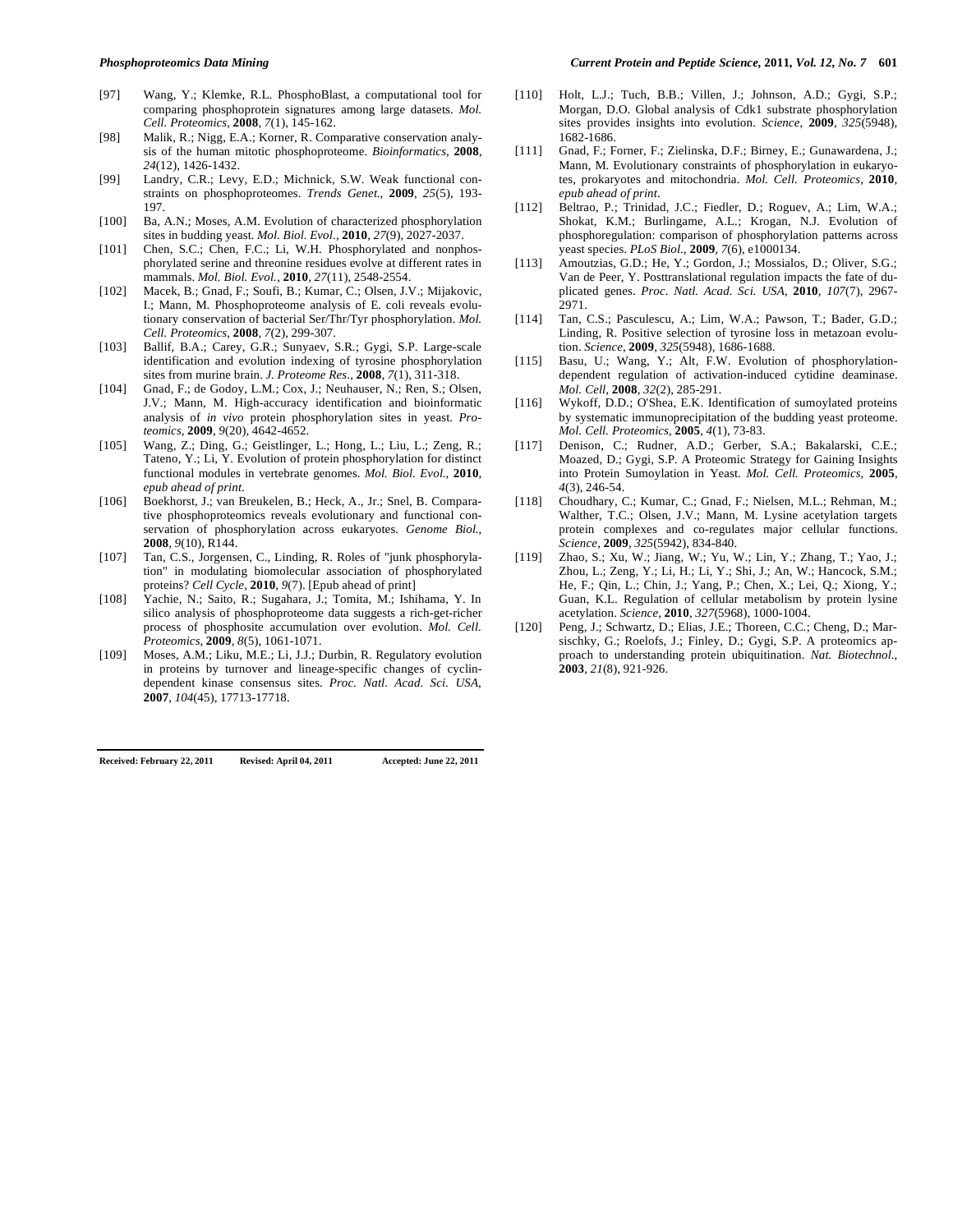[97] Wang, Y.; Klemke, R.L. PhosphoBlast, a computational tool for comparing phosphoprotein signatures among large datasets. *Mol. Cell. Proteomics*, **2008**, *7*(1), 145-162.

[98] Malik, R.; Nigg, E.A.; Korner, R. Comparative conservation analysis of the human mitotic phosphoproteome. *Bioinformatics*, **2008**, *24*(12), 1426-1432.

[99] Landry, C.R.; Levy, E.D.; Michnick, S.W. Weak functional constraints on phosphoproteomes. *Trends Genet.*, **2009**, *25*(5), 193-197.

[100] Ba, A.N.; Moses, A.M. Evolution of characterized phosphorylation sites in budding yeast. *Mol. Biol. Evol*., **2010**, *27*(9), 2027-2037.

[101] Chen, S.C.; Chen, F.C.; Li, W.H. Phosphorylated and nonphosphorylated serine and threonine residues evolve at different rates in mammals. *Mol. Biol. Evol.*, **2010**, *27*(11), 2548-2554.

[102] Macek, B.; Gnad, F.; Soufi, B.; Kumar, C.; Olsen, J.V.; Mijakovic, I.; Mann, M. Phosphoproteome analysis of E. coli reveals evolutionary conservation of bacterial Ser/Thr/Tyr phosphorylation. *Mol. Cell. Proteomics*, **2008**, *7*(2), 299-307.

[103] Ballif, B.A.; Carey, G.R.; Sunyaev, S.R.; Gygi, S.P. Large-scale identification and evolution indexing of tyrosine phosphorylation sites from murine brain. *J. Proteome Res*., **2008**, *7*(1), 311-318.

[104] Gnad, F.; de Godoy, L.M.; Cox, J.; Neuhauser, N.; Ren, S.; Olsen, J.V.; Mann, M. High-accuracy identification and bioinformatic analysis of *in vivo* protein phosphorylation sites in yeast. *Proteomics*, **2009**, *9*(20), 4642-4652.

[105] Wang, Z.; Ding, G.; Geistlinger, L.; Hong, L.; Liu, L.; Zeng, R.; Tateno, Y.; Li, Y. Evolution of protein phosphorylation for distinct functional modules in vertebrate genomes. *Mol. Biol. Evol.*, **2010**, *epub ahead of print.*

[106] Boekhorst, J.; van Breukelen, B.; Heck, A., Jr.; Snel, B. Comparative phosphoproteomics reveals evolutionary and functional conservation of phosphorylation across eukaryotes. *Genome Biol.*, **2008**, *9*(10), R144.

[107] Tan, C.S., Jorgensen, C., Linding, R. Roles of "junk phosphorylation" in modulating biomolecular association of phosphorylated proteins? *Cell Cycle*, **2010**, *9*(7). [Epub ahead of print]

[108] Yachie, N.; Saito, R.; Sugahara, J.; Tomita, M.; Ishihama, Y. In silico analysis of phosphoproteome data suggests a rich-get-richer process of phosphosite accumulation over evolution. *Mol. Cell. Proteomics*, **2009**, *8*(5), 1061-1071.

[109] Moses, A.M.; Liku, M.E.; Li, J.J.; Durbin, R. Regulatory evolution in proteins by turnover and lineage-specific changes of cyclin-dependent kinase consensus sites. *Proc. Natl. Acad. Sci. USA*, **2007**, *104*(45), 17713-17718.

[110] Holt, L.J.; Tuch, B.B.; Villen, J.; Johnson, A.D.; Gygi, S.P.; Morgan, D.O. Global analysis of Cdk1 substrate phosphorylation sites provides insights into evolution. *Science*, **2009**, *325*(5948), 1682-1686.

[111] Gnad, F.; Forner, F.; Zielinska, D.F.; Birney, E.; Gunawardena, J.; Mann, M. Evolutionary constraints of phosphorylation in eukaryotes, prokaryotes and mitochondria. *Mol. Cell. Proteomics*, **2010**, *epub ahead of print*.

[112] Beltrao, P.; Trinidad, J.C.; Fiedler, D.; Roguev, A.; Lim, W.A.; Shokat, K.M.; Burlingame, A.L.; Krogan, N.J. Evolution of phosphoregulation: comparison of phosphorylation patterns across yeast species. *PLoS Biol.*, **2009**, *7*(6), e1000134.

[113] Amoutzias, G.D.; He, Y.; Gordon, J.; Mossialos, D.; Oliver, S.G.; Van de Peer, Y. Posttranslational regulation impacts the fate of duplicated genes. *Proc. Natl. Acad. Sci. USA*, **2010**, *107*(7), 2967-2971.

[114] Tan, C.S.; Pasculescu, A.; Lim, W.A.; Pawson, T.; Bader, G.D.; Linding, R. Positive selection of tyrosine loss in metazoan evolution. *Science*, **2009**, *325*(5948), 1686-1688.

[115] Basu, U.; Wang, Y.; Alt, F.W. Evolution of phosphorylation-dependent regulation of activation-induced cytidine deaminase. *Mol. Cell*, **2008**, *32*(2), 285-291.

[116] Wykoff, D.D.; O'Shea, E.K. Identification of sumoylated proteins by systematic immunoprecipitation of the budding yeast proteome. *Mol. Cell. Proteomics*, **2005**, *4*(1), 73-83.

[117] Denison, C.; Rudner, A.D.; Gerber, S.A.; Bakalarski, C.E.; Moazed, D.; Gygi, S.P. A Proteomic Strategy for Gaining Insights into Protein Sumoylation in Yeast. *Mol. Cell. Proteomics*, **2005**, *4*(3), 246-54.

[118] Choudhary, C.; Kumar, C.; Gnad, F.; Nielsen, M.L.; Rehman, M.; Walther, T.C.; Olsen, J.V.; Mann, M. Lysine acetylation targets protein complexes and co-regulates major cellular functions. *Science*, **2009**, *325*(5942), 834-840.

[119] Zhao, S.; Xu, W.; Jiang, W.; Yu, W.; Lin, Y.; Zhang, T.; Yao, J.; Zhou, L.; Zeng, Y.; Li, H.; Li, Y.; Shi, J.; An, W.; Hancock, S.M.; He, F.; Qin, L.; Chin, J.; Yang, P.; Chen, X.; Lei, Q.; Xiong, Y.; Guan, K.L. Regulation of cellular metabolism by protein lysine acetylation. *Science*, **2010**, *327*(5968), 1000-1004.

[120] Peng, J.; Schwartz, D.; Elias, J.E.; Thoreen, C.C.; Cheng, D.; Marsischky, G.; Roelofs, J.; Finley, D.; Gygi, S.P. A proteomics approach to understanding protein ubiquitination. *Nat. Biotechnol.*, **2003**, *21*(8), 921-926.

**Received: February 22, 2011 Revised: April 04, 2011 Accepted: June 22, 2011**